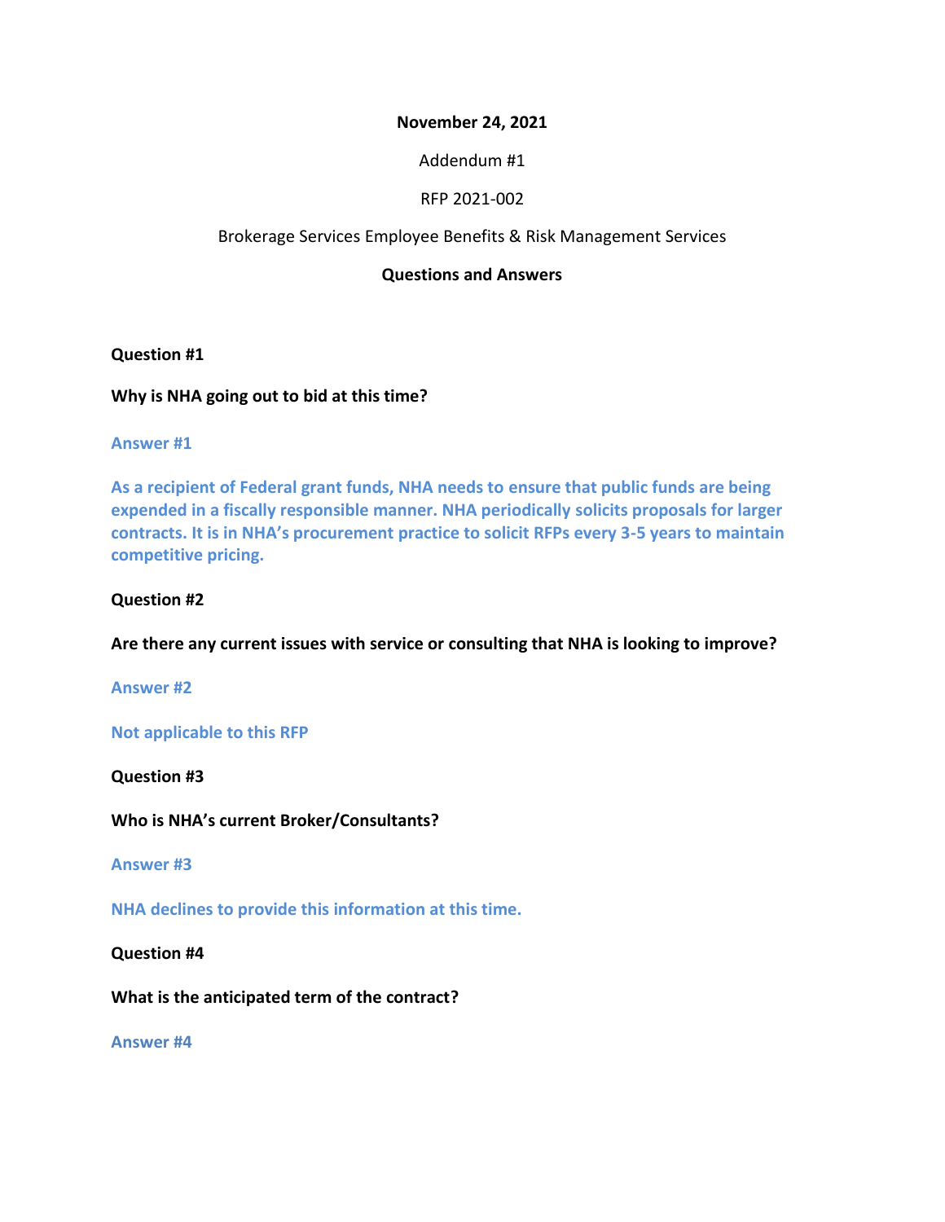**November 24, 2021**

Addendum #1

RFP 2021-002

Brokerage Services Employee Benefits & Risk Management Services

**Questions and Answers**

**Question #1**

**Why is NHA going out to bid at this time?**

**Answer #1**

**As a recipient of Federal grant funds, NHA needs to ensure that public funds are being expended in a fiscally responsible manner. NHA periodically solicits proposals for larger contracts. It is in NHA's procurement practice to solicit RFPs every 3-5 years to maintain competitive pricing.**

**Question #2**

**Are there any current issues with service or consulting that NHA is looking to improve?**

**Answer #2**

**Not applicable to this RFP**

**Question #3**

**Who is NHA's current Broker/Consultants?**

**Answer #3**

**NHA declines to provide this information at this time.**

**Question #4**

**What is the anticipated term of the contract?**

**Answer #4**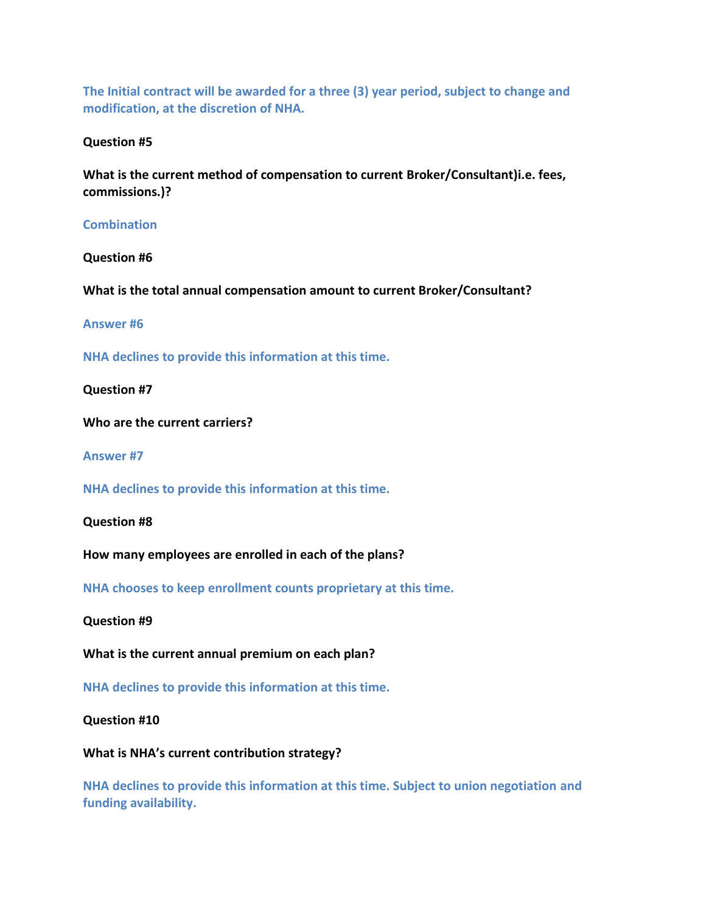**The Initial contract will be awarded for a three (3) year period, subject to change and modification, at the discretion of NHA.**

**Question #5**

**What is the current method of compensation to current Broker/Consultant)i.e. fees, commissions.)?**

**Combination**

**Question #6**

**What is the total annual compensation amount to current Broker/Consultant?**

**Answer #6**

**NHA declines to provide this information at this time.**

**Question #7**

**Who are the current carriers?**

**Answer #7**

**NHA declines to provide this information at this time.**

**Question #8**

**How many employees are enrolled in each of the plans?**

**NHA chooses to keep enrollment counts proprietary at this time.**

**Question #9**

**What is the current annual premium on each plan?**

**NHA declines to provide this information at this time.**

**Question #10**

**What is NHA's current contribution strategy?**

**NHA declines to provide this information at this time. Subject to union negotiation and funding availability.**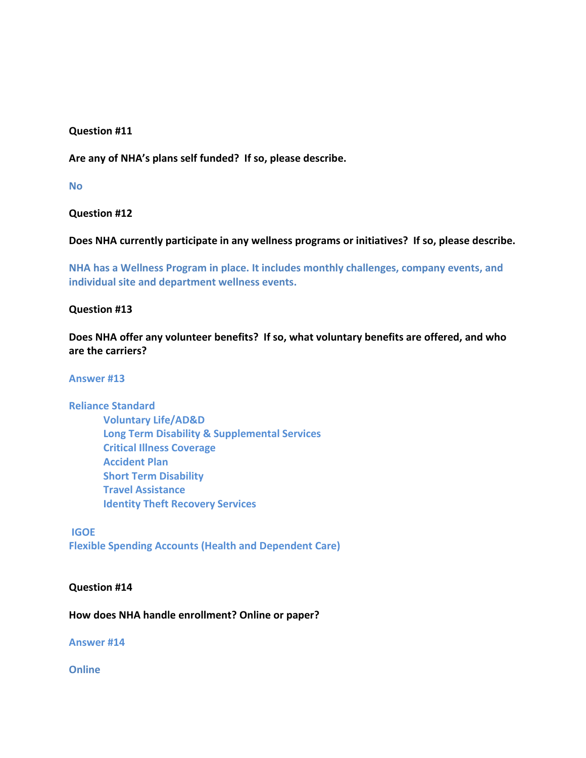**Question #11**

**Are any of NHA's plans self funded? If so, please describe.**

**No**

**Question #12**

**Does NHA currently participate in any wellness programs or initiatives? If so, please describe.**

**NHA has a Wellness Program in place. It includes monthly challenges, company events, and individual site and department wellness events.**

**Question #13**

**Does NHA offer any volunteer benefits? If so, what voluntary benefits are offered, and who are the carriers?**

**Answer #13**

**Reliance Standard**

- **Voluntary Life/AD&D**
- **Long Term Disability & Supplemental Services**
- **Critical Illness Coverage**
- **Accident Plan**
- **Short Term Disability**
- **Travel Assistance**
- **Identity Theft Recovery Services**

**IGOE**
**Flexible Spending Accounts (Health and Dependent Care)**

**Question #14**

**How does NHA handle enrollment? Online or paper?**

**Answer #14**

**Online**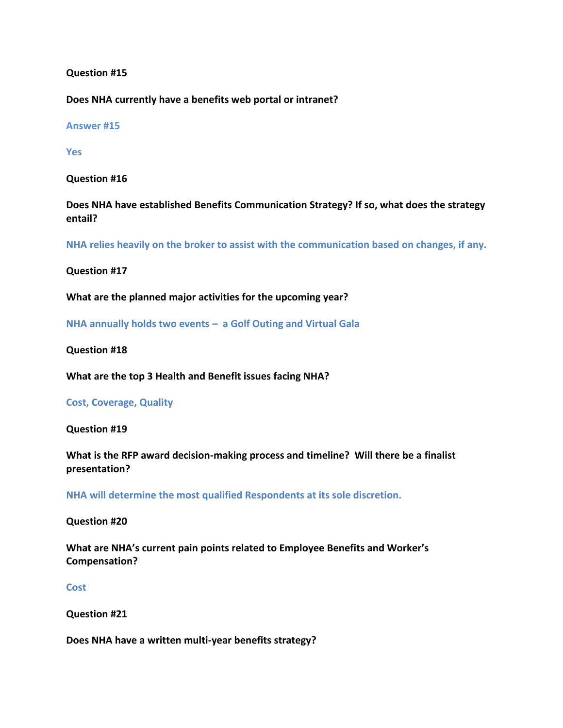**Question #15**

**Does NHA currently have a benefits web portal or intranet?**

**Answer #15**

**Yes**

**Question #16**

**Does NHA have established Benefits Communication Strategy? If so, what does the strategy entail?**

**NHA relies heavily on the broker to assist with the communication based on changes, if any.**

**Question #17**

**What are the planned major activities for the upcoming year?**

**NHA annually holds two events – a Golf Outing and Virtual Gala**

**Question #18**

**What are the top 3 Health and Benefit issues facing NHA?**

**Cost, Coverage, Quality**

**Question #19**

**What is the RFP award decision-making process and timeline? Will there be a finalist presentation?**

**NHA will determine the most qualified Respondents at its sole discretion.**

**Question #20**

**What are NHA's current pain points related to Employee Benefits and Worker's Compensation?**

**Cost**

**Question #21**

**Does NHA have a written multi-year benefits strategy?**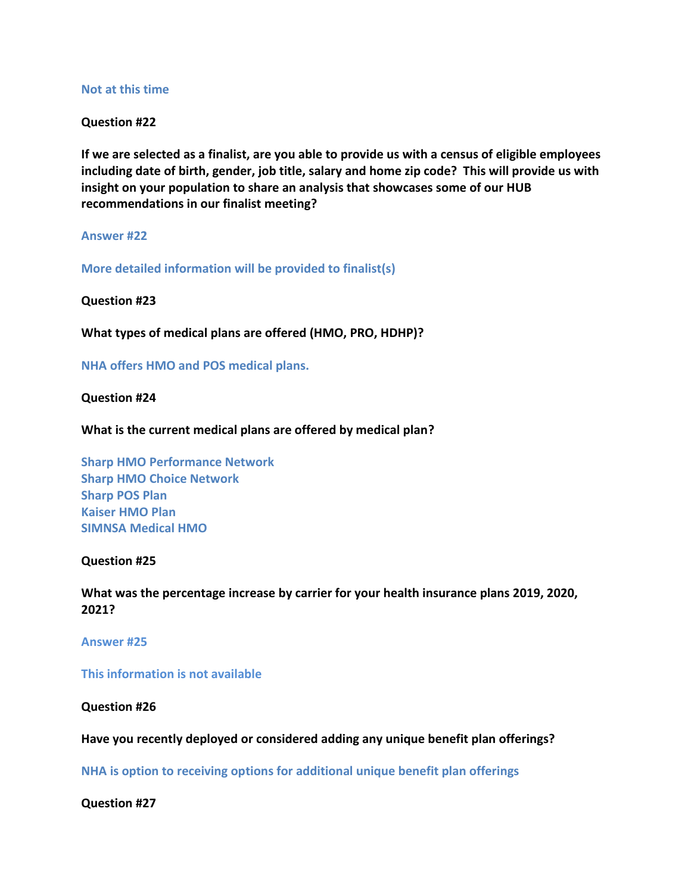Not at this time

**Question #22**

**If we are selected as a finalist, are you able to provide us with a census of eligible employees including date of birth, gender, job title, salary and home zip code? This will provide us with insight on your population to share an analysis that showcases some of our HUB recommendations in our finalist meeting?**

**Answer #22**

**More detailed information will be provided to finalist(s)**

**Question #23**

**What types of medical plans are offered (HMO, PRO, HDHP)?**

**NHA offers HMO and POS medical plans.**

**Question #24**

**What is the current medical plans are offered by medical plan?**

**Sharp HMO Performance Network**
**Sharp HMO Choice Network**
**Sharp POS Plan**
**Kaiser HMO Plan**
**SIMNSA Medical HMO**

**Question #25**

**What was the percentage increase by carrier for your health insurance plans 2019, 2020, 2021?**

**Answer #25**

**This information is not available**

**Question #26**

**Have you recently deployed or considered adding any unique benefit plan offerings?**

**NHA is option to receiving options for additional unique benefit plan offerings**

**Question #27**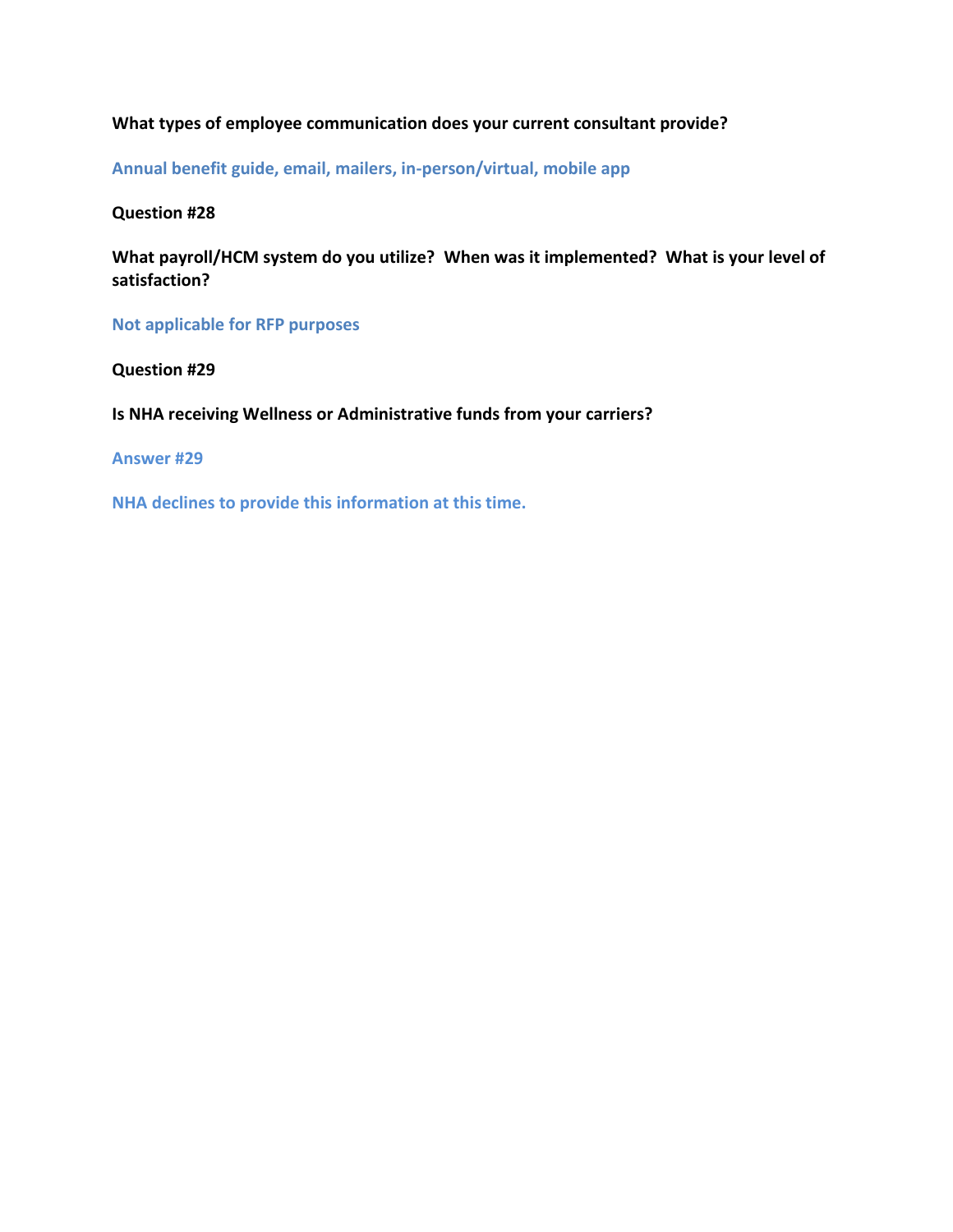**What types of employee communication does your current consultant provide?**

**Annual benefit guide, email, mailers, in-person/virtual, mobile app**

**Question #28**

**What payroll/HCM system do you utilize? When was it implemented? What is your level of satisfaction?**

**Not applicable for RFP purposes**

**Question #29**

**Is NHA receiving Wellness or Administrative funds from your carriers?**

**Answer #29**

**NHA declines to provide this information at this time.**